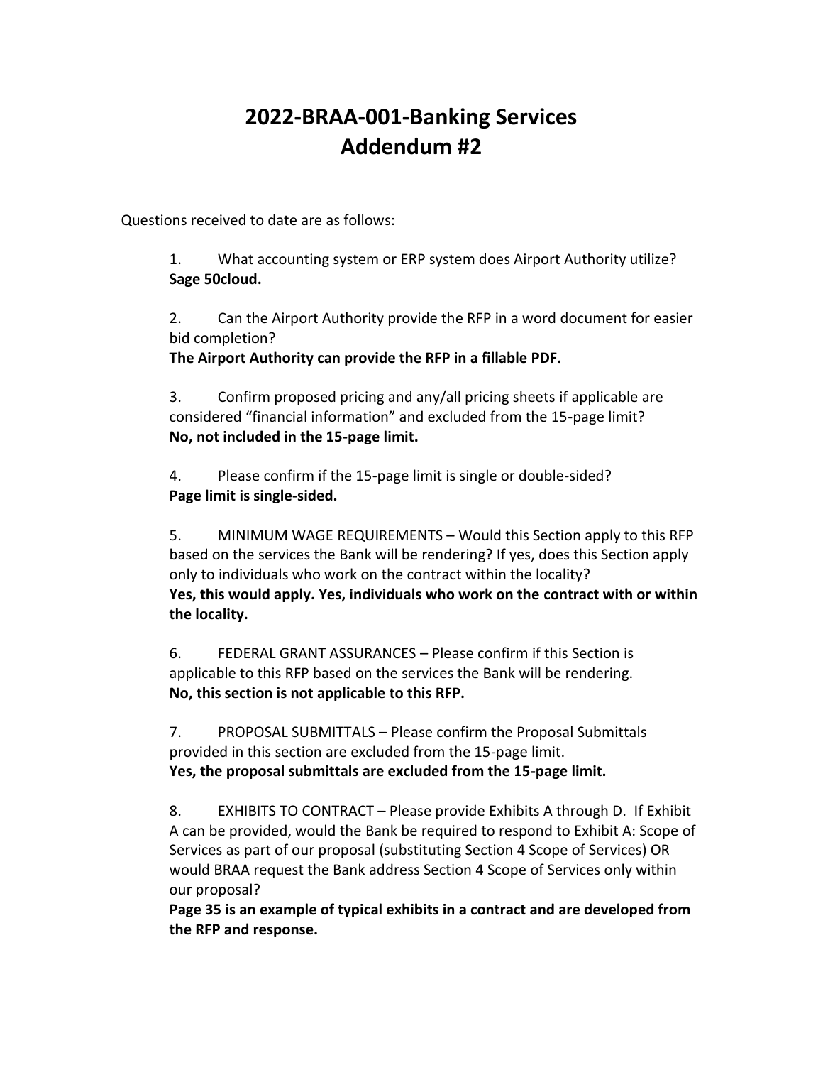# 2022-BRAA-001-Banking Services
# Addendum #2

Questions received to date are as follows:

1. What accounting system or ERP system does Airport Authority utilize?
**Sage 50cloud.**

2. Can the Airport Authority provide the RFP in a word document for easier bid completion?
**The Airport Authority can provide the RFP in a fillable PDF.**

3. Confirm proposed pricing and any/all pricing sheets if applicable are considered "financial information" and excluded from the 15-page limit?
**No, not included in the 15-page limit.**

4. Please confirm if the 15-page limit is single or double-sided?
**Page limit is single-sided.**

5. MINIMUM WAGE REQUIREMENTS – Would this Section apply to this RFP based on the services the Bank will be rendering? If yes, does this Section apply only to individuals who work on the contract within the locality?
**Yes, this would apply. Yes, individuals who work on the contract with or within the locality.**

6. FEDERAL GRANT ASSURANCES – Please confirm if this Section is applicable to this RFP based on the services the Bank will be rendering.
**No, this section is not applicable to this RFP.**

7. PROPOSAL SUBMITTALS – Please confirm the Proposal Submittals provided in this section are excluded from the 15-page limit.
**Yes, the proposal submittals are excluded from the 15-page limit.**

8. EXHIBITS TO CONTRACT – Please provide Exhibits A through D. If Exhibit A can be provided, would the Bank be required to respond to Exhibit A: Scope of Services as part of our proposal (substituting Section 4 Scope of Services) OR would BRAA request the Bank address Section 4 Scope of Services only within our proposal?
**Page 35 is an example of typical exhibits in a contract and are developed from the RFP and response.**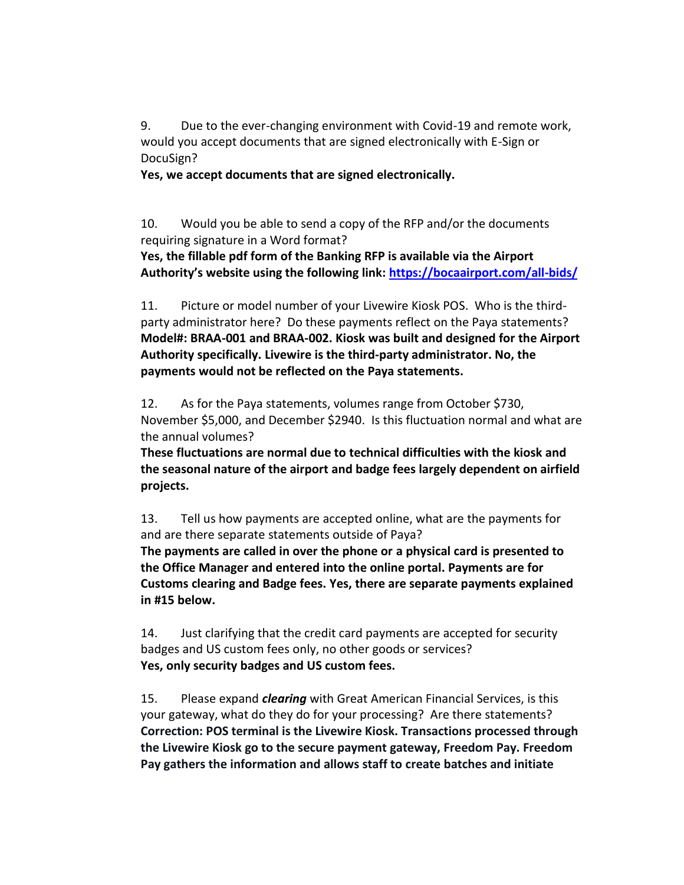9. Due to the ever-changing environment with Covid-19 and remote work, would you accept documents that are signed electronically with E-Sign or DocuSign?

**Yes, we accept documents that are signed electronically.**

10. Would you be able to send a copy of the RFP and/or the documents requiring signature in a Word format?

**Yes, the fillable pdf form of the Banking RFP is available via the Airport Authority's website using the following link: [https://bocaairport.com/all-bids/](https://bocaairport.com/all-bids/)**

11. Picture or model number of your Livewire Kiosk POS. Who is the third-party administrator here? Do these payments reflect on the Paya statements?

**Model#: BRAA-001 and BRAA-002. Kiosk was built and designed for the Airport Authority specifically. Livewire is the third-party administrator. No, the payments would not be reflected on the Paya statements.**

12. As for the Paya statements, volumes range from October $730, November $5,000, and December $2940. Is this fluctuation normal and what are the annual volumes?

**These fluctuations are normal due to technical difficulties with the kiosk and the seasonal nature of the airport and badge fees largely dependent on airfield projects.**

13. Tell us how payments are accepted online, what are the payments for and are there separate statements outside of Paya?

**The payments are called in over the phone or a physical card is presented to the Office Manager and entered into the online portal. Payments are for Customs clearing and Badge fees. Yes, there are separate payments explained in #15 below.**

14. Just clarifying that the credit card payments are accepted for security badges and US custom fees only, no other goods or services?

**Yes, only security badges and US custom fees.**

15. Please expand ***clearing*** with Great American Financial Services, is this your gateway, what do they do for your processing? Are there statements?

**Correction: POS terminal is the Livewire Kiosk. Transactions processed through the Livewire Kiosk go to the secure payment gateway, Freedom Pay. Freedom Pay gathers the information and allows staff to create batches and initiate**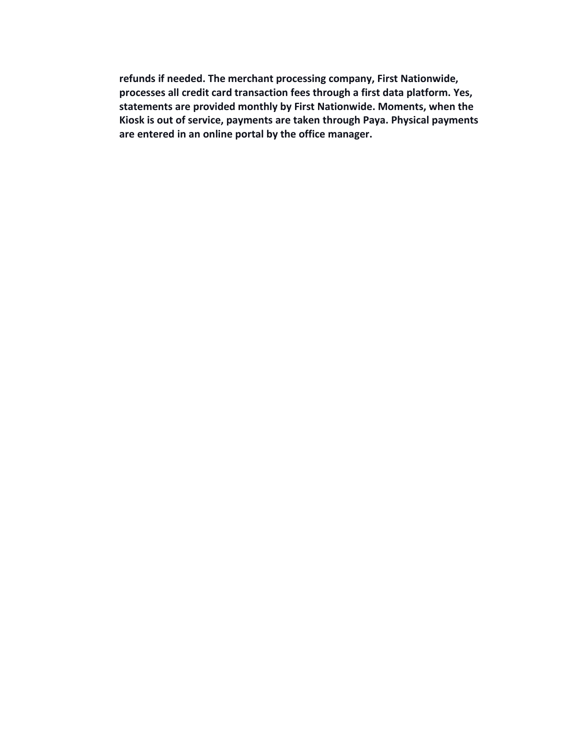**refunds if needed. The merchant processing company, First Nationwide, processes all credit card transaction fees through a first data platform. Yes, statements are provided monthly by First Nationwide. Moments, when the Kiosk is out of service, payments are taken through Paya. Physical payments are entered in an online portal by the office manager.**